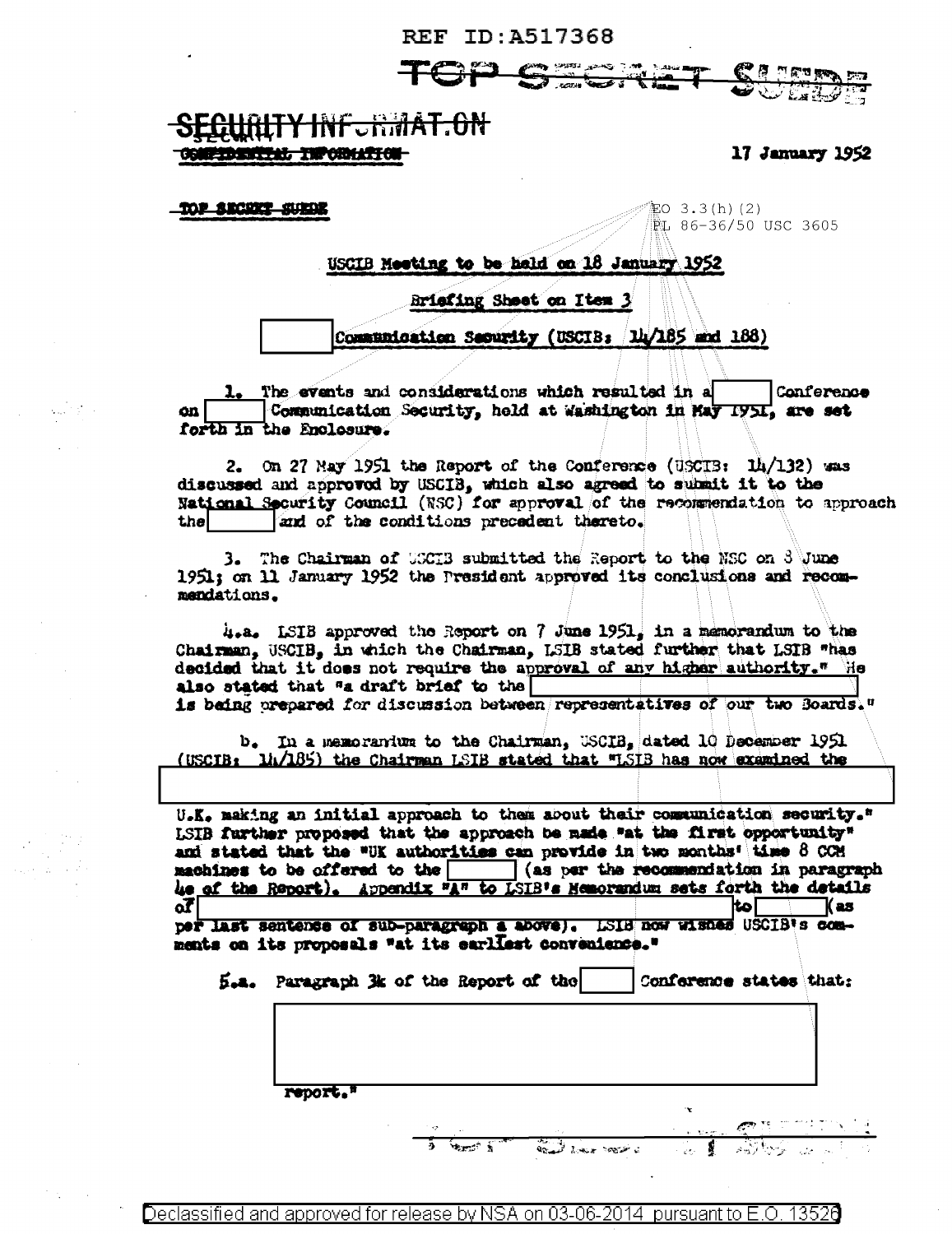REF ID:A517368

TOP SECRET SUEDE

SECURITY INFORMATION

~~CONFIDENTIAL INFORMATION~~

17 January 1952

~~TOP SECRET SUEDE~~

EO 3.3(h)(2)
PL 86-36/50 USC 3605

USCIB Meeting to be held on 18 January 1952

Briefing Sheet on Item 3

[ ] Communication Security (USCIB: 14/185 and 188)

1. The events and considerations which resulted in a [ ] Conference on [ ] Communication Security, held at Washington in May 1951, are set forth in the Enclosure.

2. On 27 May 1951 the Report of the Conference (USCIB: 14/132) was discussed and approved by USCIB, which also agreed to submit it to the National Security Council (NSC) for approval of the recommendation to approach the [ ] and of the conditions precedent thereto.

3. The Chairman of USCIB submitted the Report to the NSC on 8 June 1951; on 11 January 1952 the President approved its conclusions and recommendations.

4.a. LSIB approved the Report on 7 June 1951, in a memorandum to the Chairman, USCIB, in which the Chairman, LSIB stated further that LSIB "has decided that it does not require the approval of any higher authority." He also stated that "a draft brief to the [ ] is being prepared for discussion between representatives of our two Boards."

b. In a memorandum to the Chairman, USCIB, dated 10 December 1951 (USCIB: 14/185) the Chairman LSIB stated that "LSIB has now examined the [ ] U.K. making an initial approach to them about their communication security." LSIB further proposed that the approach be made "at the first opportunity" and stated that the "UK authorities can provide in two months' time 8 CCM machines to be offered to the [ ] (as per the recommendation in paragraph 4e of the Report). Appendix "A" to LSIB's Memorandum sets forth the details of [ ] to [ ] (as per last sentence of sub-paragraph a above). LSIB now wishes USCIB's comments on its proposals "at its earliest convenience."

5.a. Paragraph 3k of the Report of the [ ] Conference states that:

[ ]

report."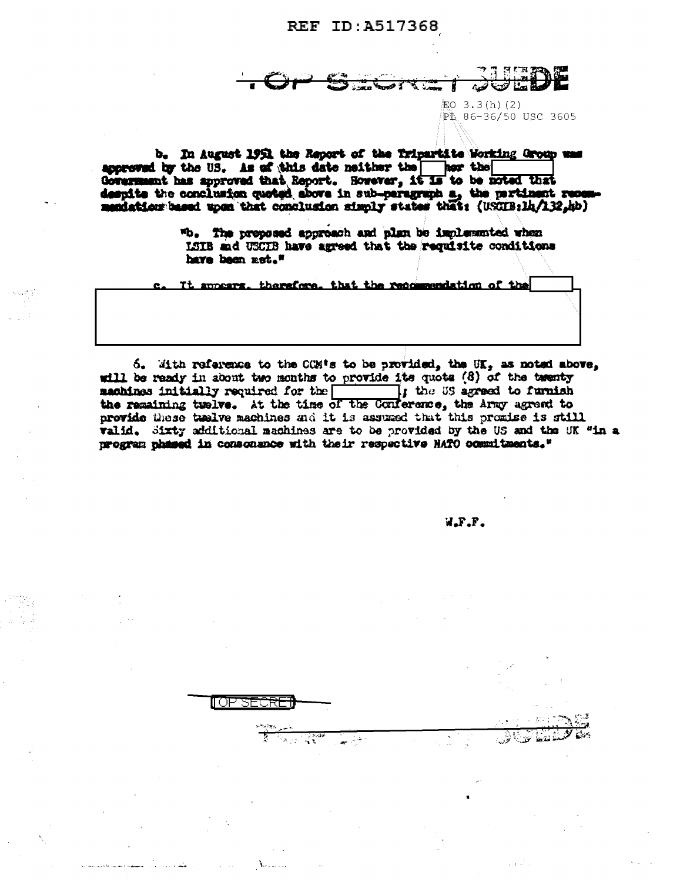TOP SECRET SUEDE

EO 3.3(h)(2)
PL 86-36/50 USC 3605

b. In August 1951 the Report of the Tripartite Working Group was approved by the US. As of this date neither the [ ] nor the [ ] Government has approved that Report. However, it is to be noted that despite the conclusion quoted above in sub-paragraph a, the pertinent recommendation based upon that conclusion simply states that: (USCIB:14/132,4b)

> "b. The proposed approach and plan be implemented when LSIB and USCIB have agreed that the requisite conditions have been met."

c. It appears, therefore, that the recommendation of the [ ]

[ ]

6. With reference to the CCM's to be provided, the UK, as noted above, will be ready in about two months to provide its quota (8) of the twenty machines initially required for the [ ]; the US agreed to furnish the remaining twelve. At the time of the Conference, the Army agreed to provide these twelve machines and it is assumed that this promise is still valid. Sixty additional machines are to be provided by the US and the UK "in a program phased in consonance with their respective NATO commitments."

W.F.F.

TOP SECRET

TOP SECRET SUEDE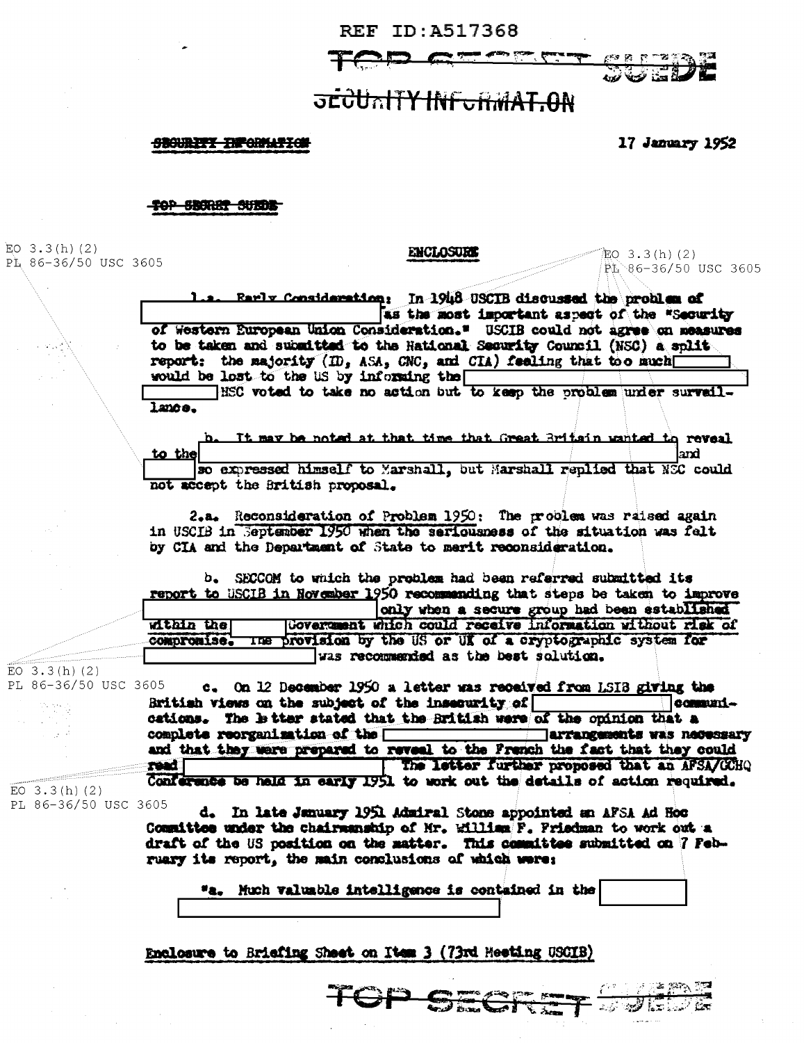REF ID:A517368

TOP SECRET SUEDE

SECURITY INFORMATION

SECURITY INFORMATION

17 January 1952

TOP SECRET SUEDE

EO 3.3(h)(2)
PL 86-36/50 USC 3605

**ENCLOSURE**

EO 3.3(h)(2)
PL 86-36/50 USC 3605

1.a. Early Consideration: In 1948 USCIB discussed the problem of [REDACTED] as the most important aspect of the "Security of Western European Union Consideration." USCIB could not agree on measures to be taken and submitted to the National Security Council (NSC) a split report: the majority (ID, ASA, CNC, and CIA) feeling that too much [REDACTED] would be lost to the US by informing the [REDACTED] [REDACTED] NSC voted to take no action but to keep the problem under surveillance.

b. It may be noted at that time that Great Britain wanted to reveal to the [REDACTED] and [REDACTED] so expressed himself to Marshall, but Marshall replied that NSC could not accept the British proposal.

2.a. Reconsideration of Problem 1950: The problem was raised again in USCIB in September 1950 when the seriousness of the situation was felt by CIA and the Department of State to merit reconsideration.

b. SECCOM to which the problem had been referred submitted its report to USCIB in November 1950 recommending that steps be taken to improve [REDACTED] only when a secure group had been established within the [REDACTED] Government which could receive information without risk of compromise. The provision by the US or UK of a cryptographic system for [REDACTED] was recommended as the best solution.

EO 3.3(h)(2)
PL 86-36/50 USC 3605

c. On 12 December 1950 a letter was received from LSIB giving the British views on the subject of the insecurity of [REDACTED] communications. The letter stated that the British were of the opinion that a complete reorganization of the [REDACTED] arrangements was necessary and that they were prepared to reveal to the French the fact that they could read [REDACTED] The letter further proposed that an AFSA/GCHQ Conference be held in early 1951 to work out the details of action required.

EO 3.3(h)(2)
PL 86-36/50 USC 3605

d. In late January 1951 Admiral Stone appointed an AFSA Ad Hoc Committee under the chairmanship of Mr. William F. Friedman to work out a draft of the US position on the matter. This committee submitted on 7 February its report, the main conclusions of which were:

"a. Much valuable intelligence is contained in the [REDACTED] [REDACTED]

Enclosure to Briefing Sheet on Item 3 (73rd Meeting USCIB)

TOP SECRET SUEDE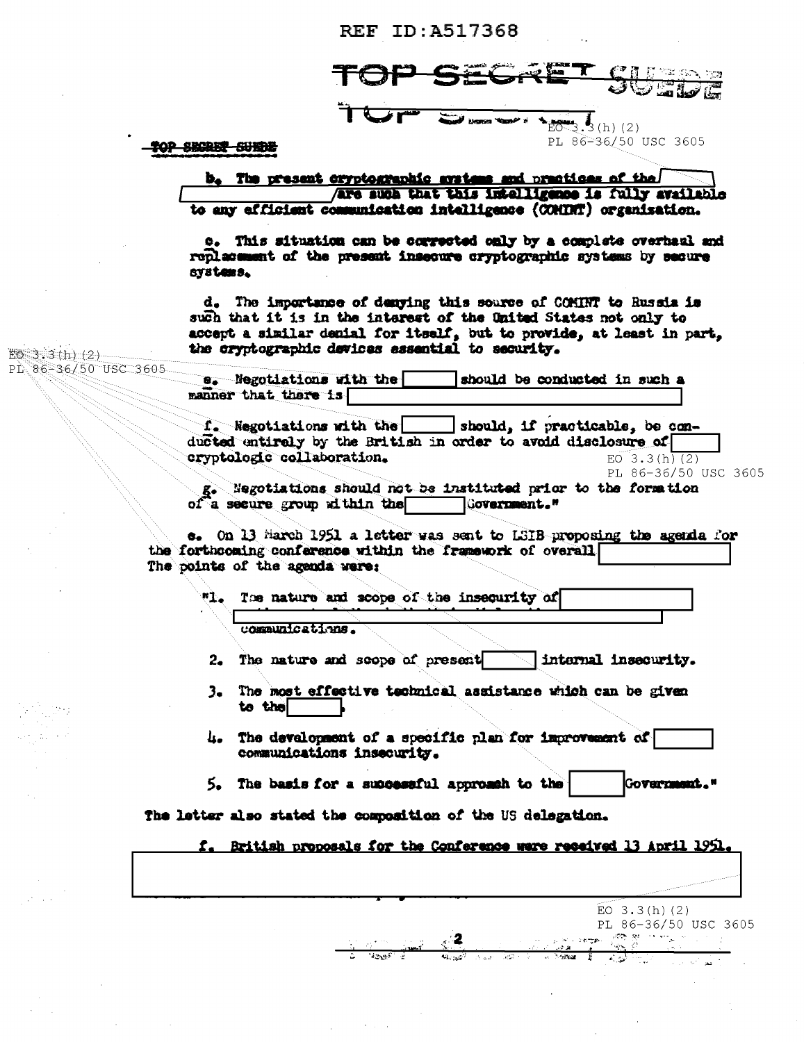REF ID:A517368

TOP SECRET SUEDE

EO 3.3(h)(2)
PL 86-36/50 USC 3605

b. The present cryptographic systems and practices of the [ ] are such that this intelligence is fully available to any efficient communication intelligence (COMINT) organization.

c. This situation can be corrected only by a complete overhaul and replacement of the present insecure cryptographic systems by secure systems.

d. The importance of denying this source of COMINT to Russia is such that it is in the interest of the United States not only to accept a similar denial for itself, but to provide, at least in part, the cryptographic devices essential to security.

EO 3.3(h)(2)
PL 86-36/50 USC 3605

e. Negotiations with the [ ] should be conducted in such a manner that there is [ ]

f. Negotiations with the [ ] should, if practicable, be conducted entirely by the British in order to avoid disclosure of [ ] cryptologic collaboration.

EO 3.3(h)(2)
PL 86-36/50 USC 3605

g. Negotiations should not be instituted prior to the formation of a secure group within the [ ] Government."

e. On 13 March 1951 a letter was sent to LSIB proposing the agenda for the forthcoming conference within the framework of overall [ ]
The points of the agenda were:

"1. The nature and scope of the insecurity of [ ] [ ] communications.

2. The nature and scope of present [ ] internal insecurity.

3. The most effective technical assistance which can be given to the [ ].

4. The development of a specific plan for improvement of [ ] communications insecurity.

5. The basis for a successful approach to the [ ] Government."

The letter also stated the composition of the US delegation.

f. British proposals for the Conference were received 13 April 1951.
[ ]

EO 3.3(h)(2)
PL 86-36/50 USC 3605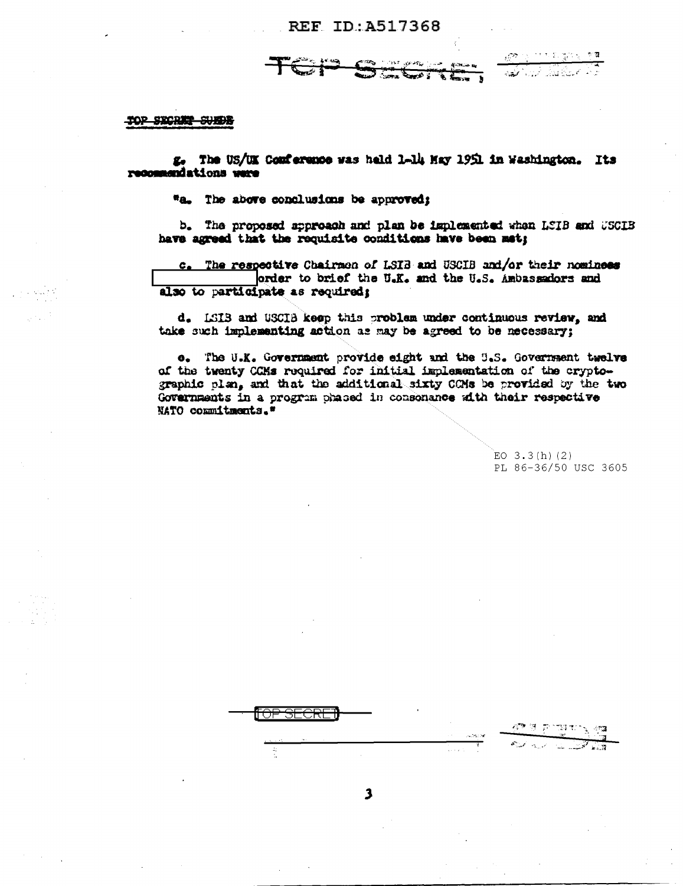~~TOP SECRET SUEDE~~

g. The US/UK Conference was held 1-14 May 1951 in Washington. Its recommendations were

"a. The above conclusions be approved;

b. The proposed approach and plan be implemented when LSIB and USCIB have agreed that the requisite conditions have been met;

c. The respective Chairmen of LSIB and USCIB and/or their nominees [REDACTED] order to brief the U.K. and the U.S. Ambassadors and also to participate as required;

d. LSIB and USCIB keep this problem under continuous review, and take such implementing action as may be agreed to be necessary;

e. The U.K. Government provide eight and the U.S. Government twelve of the twenty CCMs required for initial implementation of the cryptographic plan, and that the additional sixty CCMs be provided by the two Governments in a program phased in consonance with their respective NATO commitments."

EO 3.3(h)(2)
PL 86-36/50 USC 3605